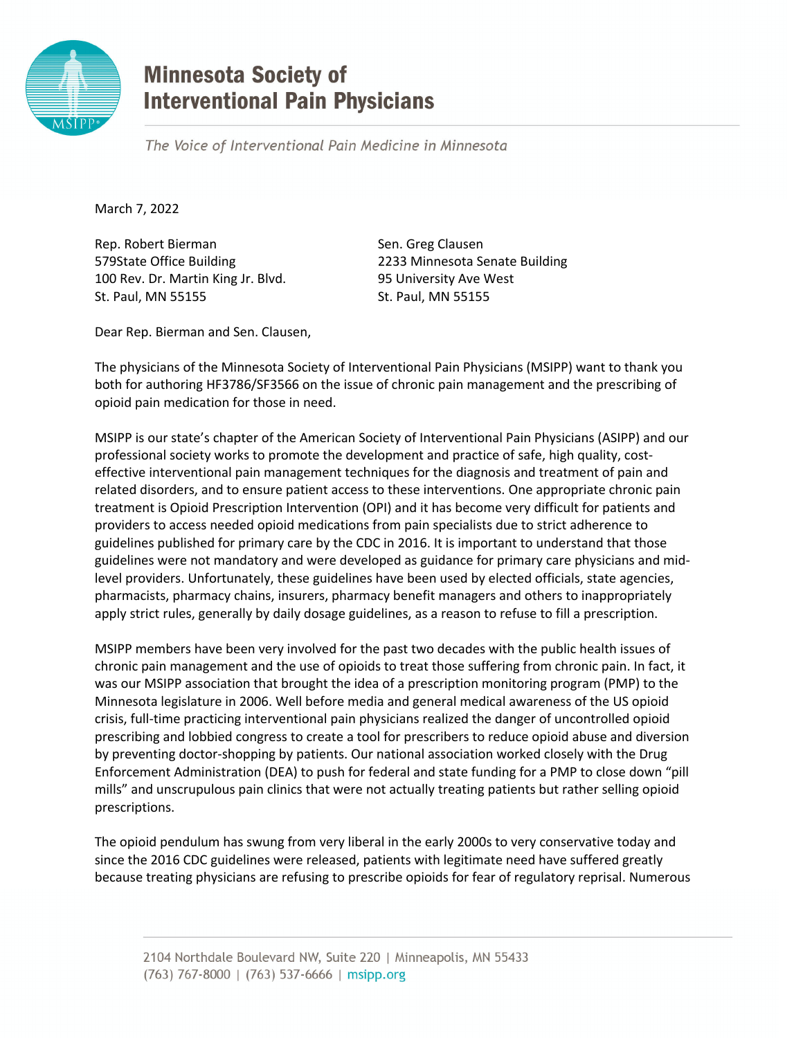# Minnesota Society of Interventional Pain Physicians

*The Voice of Interventional Pain Medicine in Minnesota*

March 7, 2022

Rep. Robert Bierman
579State Office Building
100 Rev. Dr. Martin King Jr. Blvd.
St. Paul, MN 55155

Sen. Greg Clausen
2233 Minnesota Senate Building
95 University Ave West
St. Paul, MN 55155

Dear Rep. Bierman and Sen. Clausen,

The physicians of the Minnesota Society of Interventional Pain Physicians (MSIPP) want to thank you both for authoring HF3786/SF3566 on the issue of chronic pain management and the prescribing of opioid pain medication for those in need.

MSIPP is our state's chapter of the American Society of Interventional Pain Physicians (ASIPP) and our professional society works to promote the development and practice of safe, high quality, cost-effective interventional pain management techniques for the diagnosis and treatment of pain and related disorders, and to ensure patient access to these interventions. One appropriate chronic pain treatment is Opioid Prescription Intervention (OPI) and it has become very difficult for patients and providers to access needed opioid medications from pain specialists due to strict adherence to guidelines published for primary care by the CDC in 2016. It is important to understand that those guidelines were not mandatory and were developed as guidance for primary care physicians and mid-level providers. Unfortunately, these guidelines have been used by elected officials, state agencies, pharmacists, pharmacy chains, insurers, pharmacy benefit managers and others to inappropriately apply strict rules, generally by daily dosage guidelines, as a reason to refuse to fill a prescription.

MSIPP members have been very involved for the past two decades with the public health issues of chronic pain management and the use of opioids to treat those suffering from chronic pain. In fact, it was our MSIPP association that brought the idea of a prescription monitoring program (PMP) to the Minnesota legislature in 2006. Well before media and general medical awareness of the US opioid crisis, full-time practicing interventional pain physicians realized the danger of uncontrolled opioid prescribing and lobbied congress to create a tool for prescribers to reduce opioid abuse and diversion by preventing doctor-shopping by patients. Our national association worked closely with the Drug Enforcement Administration (DEA) to push for federal and state funding for a PMP to close down "pill mills" and unscrupulous pain clinics that were not actually treating patients but rather selling opioid prescriptions.

The opioid pendulum has swung from very liberal in the early 2000s to very conservative today and since the 2016 CDC guidelines were released, patients with legitimate need have suffered greatly because treating physicians are refusing to prescribe opioids for fear of regulatory reprisal. Numerous

2104 Northdale Boulevard NW, Suite 220 | Minneapolis, MN 55433
(763) 767-8000 | (763) 537-6666 | msipp.org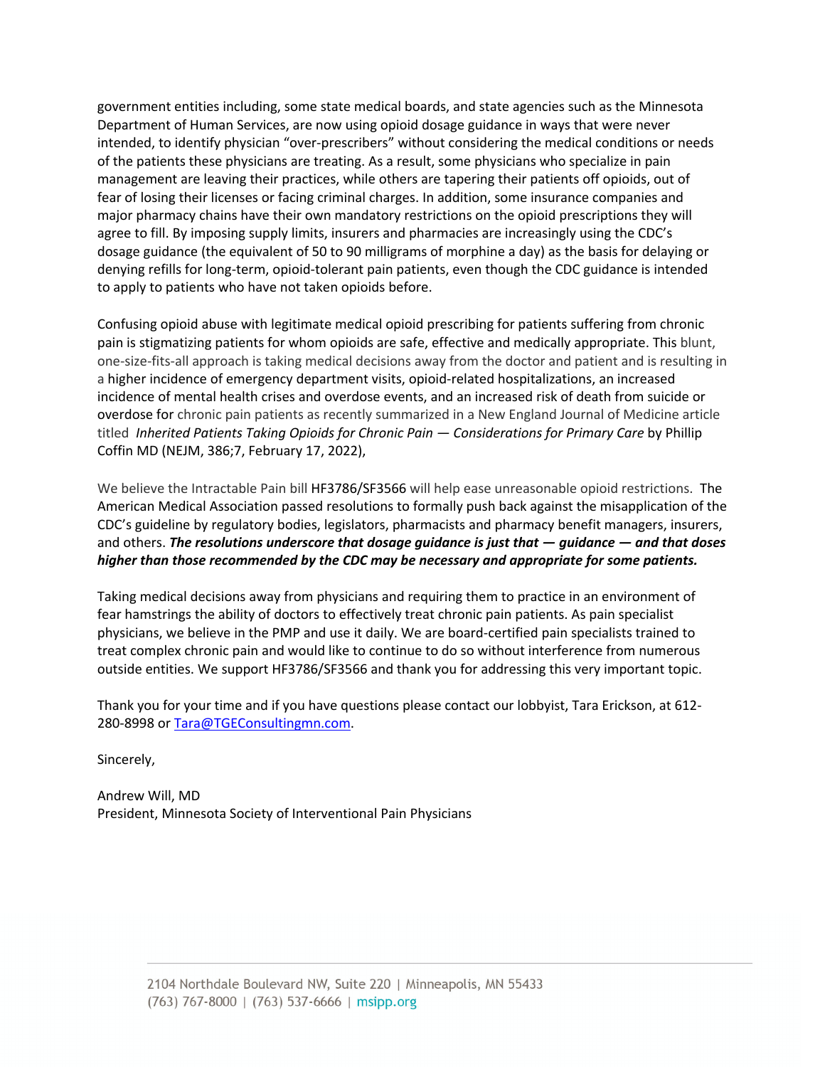government entities including, some state medical boards, and state agencies such as the Minnesota Department of Human Services, are now using opioid dosage guidance in ways that were never intended, to identify physician "over-prescribers" without considering the medical conditions or needs of the patients these physicians are treating. As a result, some physicians who specialize in pain management are leaving their practices, while others are tapering their patients off opioids, out of fear of losing their licenses or facing criminal charges. In addition, some insurance companies and major pharmacy chains have their own mandatory restrictions on the opioid prescriptions they will agree to fill. By imposing supply limits, insurers and pharmacies are increasingly using the CDC's dosage guidance (the equivalent of 50 to 90 milligrams of morphine a day) as the basis for delaying or denying refills for long-term, opioid-tolerant pain patients, even though the CDC guidance is intended to apply to patients who have not taken opioids before.

Confusing opioid abuse with legitimate medical opioid prescribing for patients suffering from chronic pain is stigmatizing patients for whom opioids are safe, effective and medically appropriate. This blunt, one-size-fits-all approach is taking medical decisions away from the doctor and patient and is resulting in a higher incidence of emergency department visits, opioid-related hospitalizations, an increased incidence of mental health crises and overdose events, and an increased risk of death from suicide or overdose for chronic pain patients as recently summarized in a New England Journal of Medicine article titled *Inherited Patients Taking Opioids for Chronic Pain — Considerations for Primary Care* by Phillip Coffin MD (NEJM, 386;7, February 17, 2022),

We believe the Intractable Pain bill HF3786/SF3566 will help ease unreasonable opioid restrictions. The American Medical Association passed resolutions to formally push back against the misapplication of the CDC's guideline by regulatory bodies, legislators, pharmacists and pharmacy benefit managers, insurers, and others. ***The resolutions underscore that dosage guidance is just that — guidance — and that doses higher than those recommended by the CDC may be necessary and appropriate for some patients.***

Taking medical decisions away from physicians and requiring them to practice in an environment of fear hamstrings the ability of doctors to effectively treat chronic pain patients. As pain specialist physicians, we believe in the PMP and use it daily. We are board-certified pain specialists trained to treat complex chronic pain and would like to continue to do so without interference from numerous outside entities. We support HF3786/SF3566 and thank you for addressing this very important topic.

Thank you for your time and if you have questions please contact our lobbyist, Tara Erickson, at 612-280-8998 or Tara@TGEConsultingmn.com.

Sincerely,

Andrew Will, MD
President, Minnesota Society of Interventional Pain Physicians

2104 Northdale Boulevard NW, Suite 220 | Minneapolis, MN 55433
(763) 767-8000 | (763) 537-6666 | msipp.org